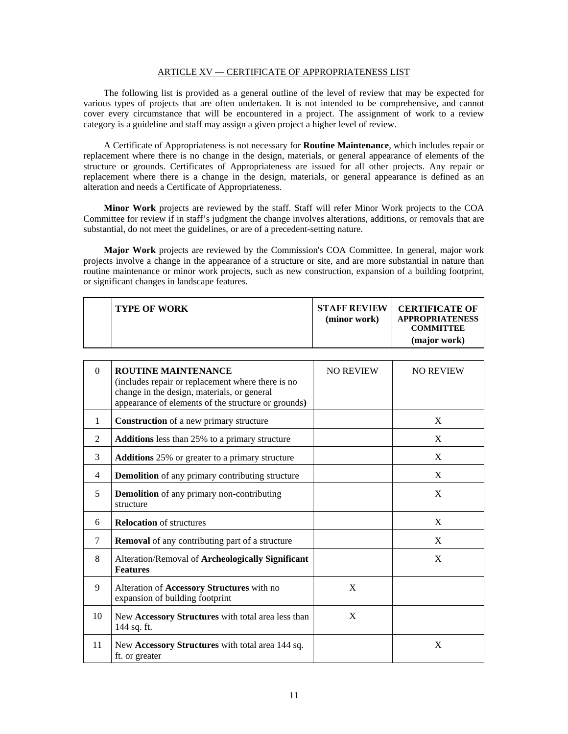## ARTICLE XV — CERTIFICATE OF APPROPRIATENESS LIST

The following list is provided as a general outline of the level of review that may be expected for various types of projects that are often undertaken. It is not intended to be comprehensive, and cannot cover every circumstance that will be encountered in a project. The assignment of work to a review category is a guideline and staff may assign a given project a higher level of review.

A Certificate of Appropriateness is not necessary for **Routine Maintenance**, which includes repair or replacement where there is no change in the design, materials, or general appearance of elements of the structure or grounds. Certificates of Appropriateness are issued for all other projects. Any repair or replacement where there is a change in the design, materials, or general appearance is defined as an alteration and needs a Certificate of Appropriateness.

**Minor Work** projects are reviewed by the staff. Staff will refer Minor Work projects to the COA Committee for review if in staff's judgment the change involves alterations, additions, or removals that are substantial, do not meet the guidelines, or are of a precedent-setting nature.

**Major Work** projects are reviewed by the Commission's COA Committee. In general, major work projects involve a change in the appearance of a structure or site, and are more substantial in nature than routine maintenance or minor work projects, such as new construction, expansion of a building footprint, or significant changes in landscape features.

| | **TYPE OF WORK** | **STAFF REVIEW (minor work)** | **CERTIFICATE OF APPROPRIATENESS COMMITTEE (major work)** |
|---|---|---|---|
| 0 | **ROUTINE MAINTENANCE** (includes repair or replacement where there is no change in the design, materials, or general appearance of elements of the structure or grounds) | NO REVIEW | NO REVIEW |
| 1 | **Construction** of a new primary structure | | X |
| 2 | **Additions** less than 25% to a primary structure | | X |
| 3 | **Additions** 25% or greater to a primary structure | | X |
| 4 | **Demolition** of any primary contributing structure | | X |
| 5 | **Demolition** of any primary non-contributing structure | | X |
| 6 | **Relocation** of structures | | X |
| 7 | **Removal** of any contributing part of a structure | | X |
| 8 | Alteration/Removal of **Archeologically Significant Features** | | X |
| 9 | Alteration of **Accessory Structures** with no expansion of building footprint | X | |
| 10 | New **Accessory Structures** with total area less than 144 sq. ft. | X | |
| 11 | New **Accessory Structures** with total area 144 sq. ft. or greater | | X |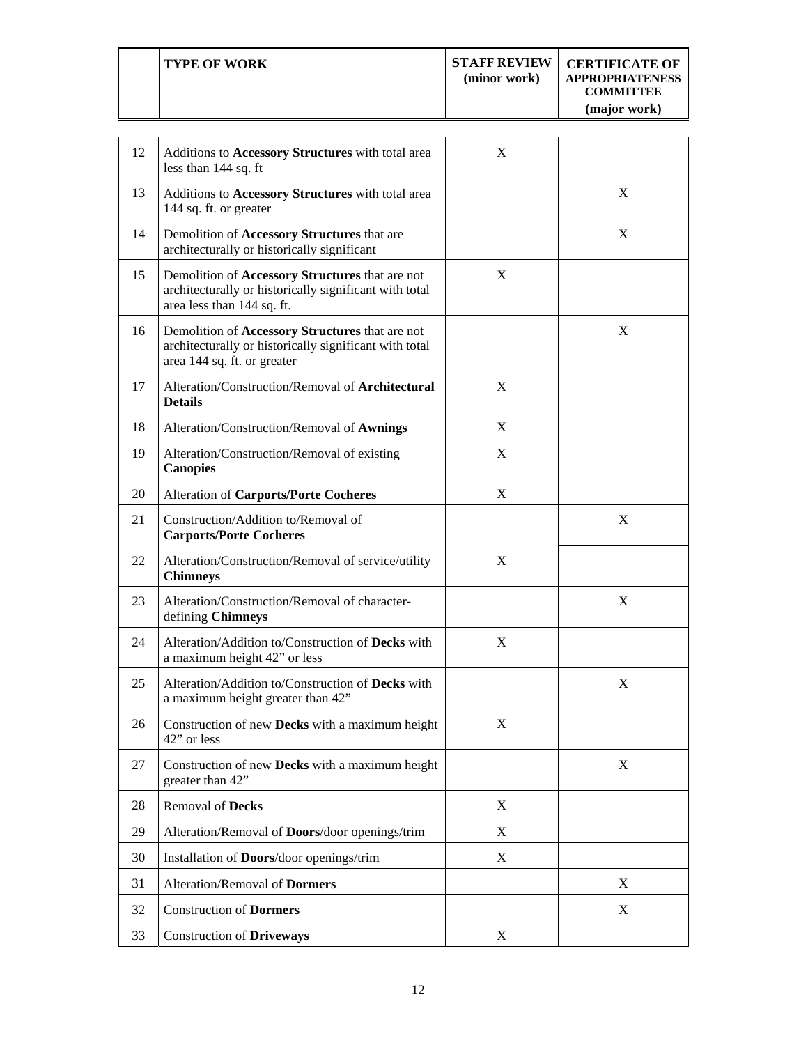| | TYPE OF WORK | STAFF REVIEW (minor work) | CERTIFICATE OF APPROPRIATENESS COMMITTEE (major work) |
|---|---|---|---|
| 12 | Additions to **Accessory Structures** with total area less than 144 sq. ft | X | |
| 13 | Additions to **Accessory Structures** with total area 144 sq. ft. or greater | | X |
| 14 | Demolition of **Accessory Structures** that are architecturally or historically significant | | X |
| 15 | Demolition of **Accessory Structures** that are not architecturally or historically significant with total area less than 144 sq. ft. | X | |
| 16 | Demolition of **Accessory Structures** that are not architecturally or historically significant with total area 144 sq. ft. or greater | | X |
| 17 | Alteration/Construction/Removal of **Architectural Details** | X | |
| 18 | Alteration/Construction/Removal of **Awnings** | X | |
| 19 | Alteration/Construction/Removal of existing **Canopies** | X | |
| 20 | Alteration of **Carports/Porte Cocheres** | X | |
| 21 | Construction/Addition to/Removal of **Carports/Porte Cocheres** | | X |
| 22 | Alteration/Construction/Removal of service/utility **Chimneys** | X | |
| 23 | Alteration/Construction/Removal of character-defining **Chimneys** | | X |
| 24 | Alteration/Addition to/Construction of **Decks** with a maximum height 42” or less | X | |
| 25 | Alteration/Addition to/Construction of **Decks** with a maximum height greater than 42” | | X |
| 26 | Construction of new **Decks** with a maximum height 42” or less | X | |
| 27 | Construction of new **Decks** with a maximum height greater than 42” | | X |
| 28 | Removal of **Decks** | X | |
| 29 | Alteration/Removal of **Doors**/door openings/trim | X | |
| 30 | Installation of **Doors**/door openings/trim | X | |
| 31 | Alteration/Removal of **Dormers** | | X |
| 32 | Construction of **Dormers** | | X |
| 33 | Construction of **Driveways** | X | |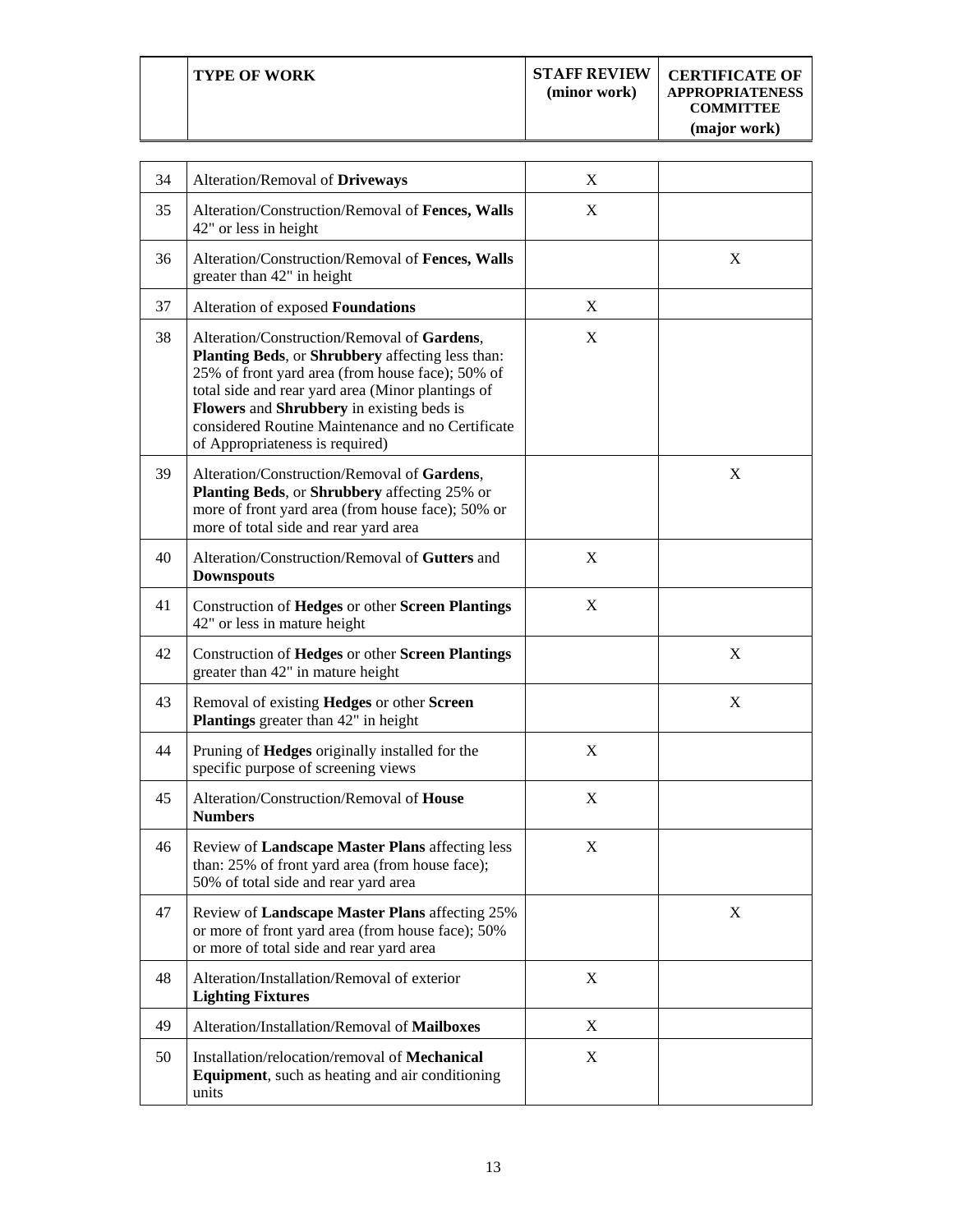| | TYPE OF WORK | STAFF REVIEW (minor work) | CERTIFICATE OF APPROPRIATENESS COMMITTEE (major work) |
|---|---|---|---|
| 34 | Alteration/Removal of **Driveways** | X | |
| 35 | Alteration/Construction/Removal of **Fences, Walls** 42" or less in height | X | |
| 36 | Alteration/Construction/Removal of **Fences, Walls** greater than 42" in height | | X |
| 37 | Alteration of exposed **Foundations** | X | |
| 38 | Alteration/Construction/Removal of **Gardens**, **Planting Beds**, or **Shrubbery** affecting less than: 25% of front yard area (from house face); 50% of total side and rear yard area (Minor plantings of **Flowers** and **Shrubbery** in existing beds is considered Routine Maintenance and no Certificate of Appropriateness is required) | X | |
| 39 | Alteration/Construction/Removal of **Gardens**, **Planting Beds**, or **Shrubbery** affecting 25% or more of front yard area (from house face); 50% or more of total side and rear yard area | | X |
| 40 | Alteration/Construction/Removal of **Gutters** and **Downspouts** | X | |
| 41 | Construction of **Hedges** or other **Screen Plantings** 42" or less in mature height | X | |
| 42 | Construction of **Hedges** or other **Screen Plantings** greater than 42" in mature height | | X |
| 43 | Removal of existing **Hedges** or other **Screen Plantings** greater than 42" in height | | X |
| 44 | Pruning of **Hedges** originally installed for the specific purpose of screening views | X | |
| 45 | Alteration/Construction/Removal of **House Numbers** | X | |
| 46 | Review of **Landscape Master Plans** affecting less than: 25% of front yard area (from house face); 50% of total side and rear yard area | X | |
| 47 | Review of **Landscape Master Plans** affecting 25% or more of front yard area (from house face); 50% or more of total side and rear yard area | | X |
| 48 | Alteration/Installation/Removal of exterior **Lighting Fixtures** | X | |
| 49 | Alteration/Installation/Removal of **Mailboxes** | X | |
| 50 | Installation/relocation/removal of **Mechanical Equipment**, such as heating and air conditioning units | X | |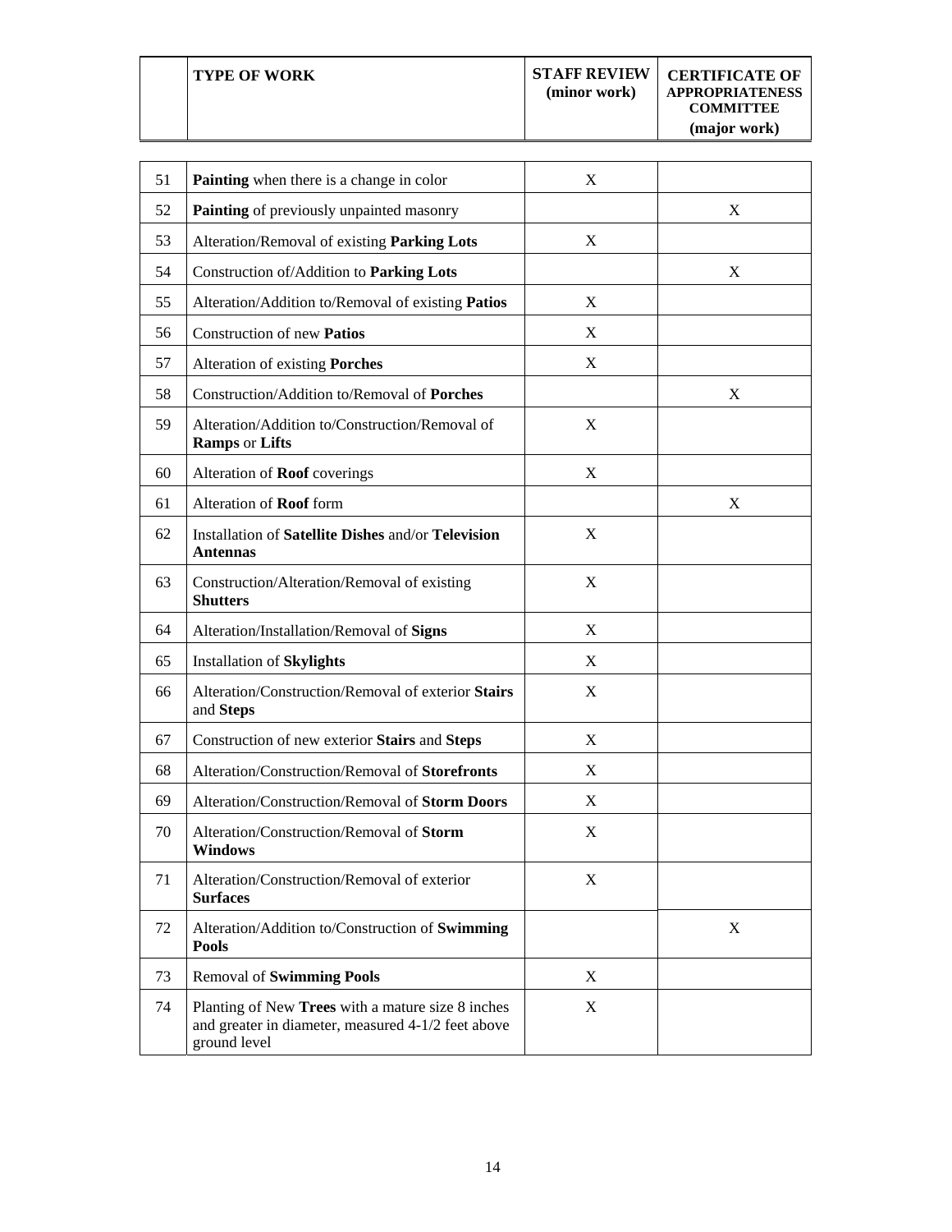| | TYPE OF WORK | STAFF REVIEW (minor work) | CERTIFICATE OF APPROPRIATENESS COMMITTEE (major work) |
|---|---|---|---|
| 51 | **Painting** when there is a change in color | X | |
| 52 | **Painting** of previously unpainted masonry | | X |
| 53 | Alteration/Removal of existing **Parking Lots** | X | |
| 54 | Construction of/Addition to **Parking Lots** | | X |
| 55 | Alteration/Addition to/Removal of existing **Patios** | X | |
| 56 | Construction of new **Patios** | X | |
| 57 | Alteration of existing **Porches** | X | |
| 58 | Construction/Addition to/Removal of **Porches** | | X |
| 59 | Alteration/Addition to/Construction/Removal of **Ramps** or **Lifts** | X | |
| 60 | Alteration of **Roof** coverings | X | |
| 61 | Alteration of **Roof** form | | X |
| 62 | Installation of **Satellite Dishes** and/or **Television Antennas** | X | |
| 63 | Construction/Alteration/Removal of existing **Shutters** | X | |
| 64 | Alteration/Installation/Removal of **Signs** | X | |
| 65 | Installation of **Skylights** | X | |
| 66 | Alteration/Construction/Removal of exterior **Stairs** and **Steps** | X | |
| 67 | Construction of new exterior **Stairs** and **Steps** | X | |
| 68 | Alteration/Construction/Removal of **Storefronts** | X | |
| 69 | Alteration/Construction/Removal of **Storm Doors** | X | |
| 70 | Alteration/Construction/Removal of **Storm Windows** | X | |
| 71 | Alteration/Construction/Removal of exterior **Surfaces** | X | |
| 72 | Alteration/Addition to/Construction of **Swimming Pools** | | X |
| 73 | Removal of **Swimming Pools** | X | |
| 74 | Planting of New **Trees** with a mature size 8 inches and greater in diameter, measured 4-1/2 feet above ground level | X | |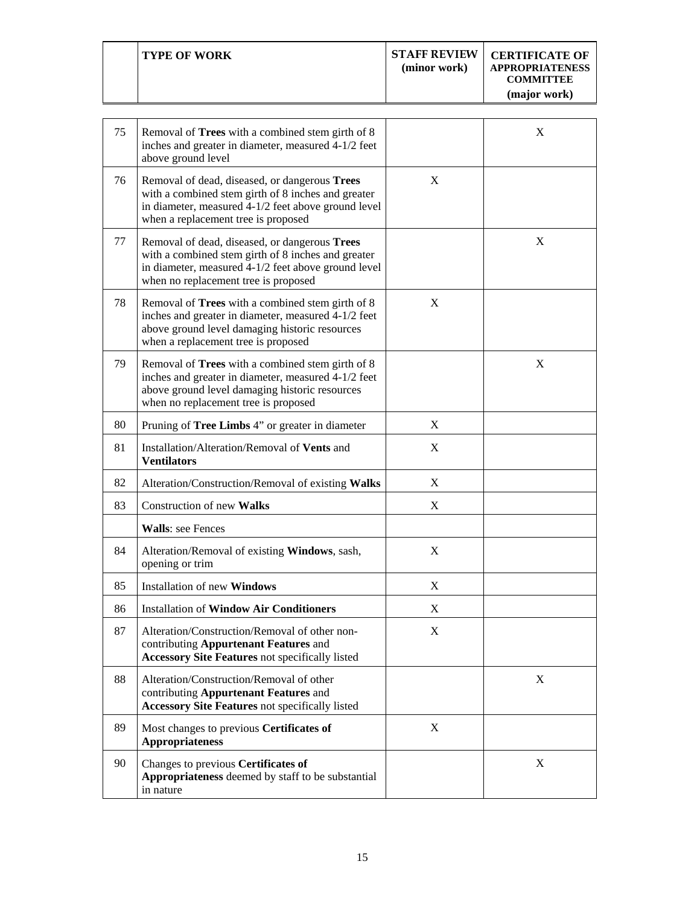| | TYPE OF WORK | STAFF REVIEW (minor work) | CERTIFICATE OF APPROPRIATENESS COMMITTEE (major work) |
|---|---|---|---|
| 75 | Removal of **Trees** with a combined stem girth of 8 inches and greater in diameter, measured 4-1/2 feet above ground level | | X |
| 76 | Removal of dead, diseased, or dangerous **Trees** with a combined stem girth of 8 inches and greater in diameter, measured 4-1/2 feet above ground level when a replacement tree is proposed | X | |
| 77 | Removal of dead, diseased, or dangerous **Trees** with a combined stem girth of 8 inches and greater in diameter, measured 4-1/2 feet above ground level when no replacement tree is proposed | | X |
| 78 | Removal of **Trees** with a combined stem girth of 8 inches and greater in diameter, measured 4-1/2 feet above ground level damaging historic resources when a replacement tree is proposed | X | |
| 79 | Removal of **Trees** with a combined stem girth of 8 inches and greater in diameter, measured 4-1/2 feet above ground level damaging historic resources when no replacement tree is proposed | | X |
| 80 | Pruning of **Tree Limbs** 4" or greater in diameter | X | |
| 81 | Installation/Alteration/Removal of **Vents** and **Ventilators** | X | |
| 82 | Alteration/Construction/Removal of existing **Walks** | X | |
| 83 | Construction of new **Walks** | X | |
| | **Walls**: see Fences | | |
| 84 | Alteration/Removal of existing **Windows**, sash, opening or trim | X | |
| 85 | Installation of new **Windows** | X | |
| 86 | Installation of **Window Air Conditioners** | X | |
| 87 | Alteration/Construction/Removal of other non-contributing **Appurtenant Features** and **Accessory Site Features** not specifically listed | X | |
| 88 | Alteration/Construction/Removal of other contributing **Appurtenant Features** and **Accessory Site Features** not specifically listed | | X |
| 89 | Most changes to previous **Certificates of Appropriateness** | X | |
| 90 | Changes to previous **Certificates of Appropriateness** deemed by staff to be substantial in nature | | X |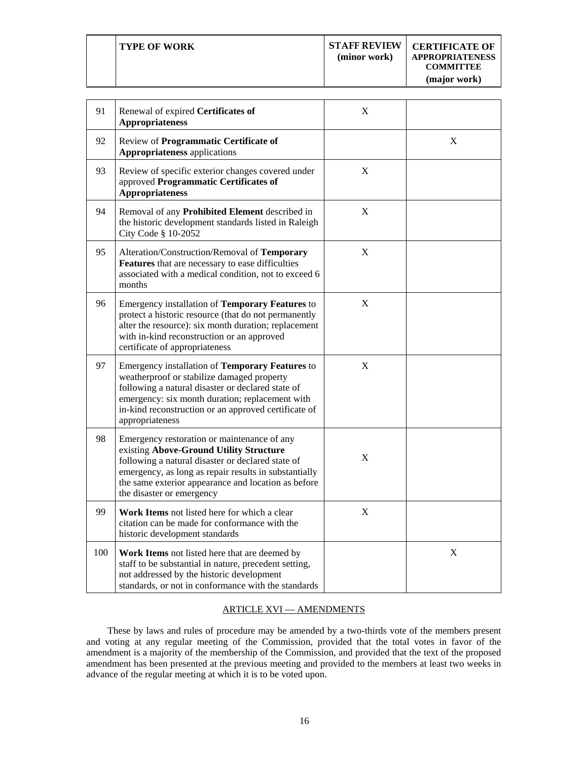| | TYPE OF WORK | STAFF REVIEW (minor work) | CERTIFICATE OF APPROPRIATENESS COMMITTEE (major work) |
|---|---|---|---|
| 91 | Renewal of expired **Certificates of Appropriateness** | X | |
| 92 | Review of **Programmatic Certificate of Appropriateness** applications | | X |
| 93 | Review of specific exterior changes covered under approved **Programmatic Certificates of Appropriateness** | X | |
| 94 | Removal of any **Prohibited Element** described in the historic development standards listed in Raleigh City Code § 10-2052 | X | |
| 95 | Alteration/Construction/Removal of **Temporary Features** that are necessary to ease difficulties associated with a medical condition, not to exceed 6 months | X | |
| 96 | Emergency installation of **Temporary Features** to protect a historic resource (that do not permanently alter the resource): six month duration; replacement with in-kind reconstruction or an approved certificate of appropriateness | X | |
| 97 | Emergency installation of **Temporary Features** to weatherproof or stabilize damaged property following a natural disaster or declared state of emergency: six month duration; replacement with in-kind reconstruction or an approved certificate of appropriateness | X | |
| 98 | Emergency restoration or maintenance of any existing **Above-Ground Utility Structure** following a natural disaster or declared state of emergency, as long as repair results in substantially the same exterior appearance and location as before the disaster or emergency | X | |
| 99 | **Work Items** not listed here for which a clear citation can be made for conformance with the historic development standards | X | |
| 100 | **Work Items** not listed here that are deemed by staff to be substantial in nature, precedent setting, not addressed by the historic development standards, or not in conformance with the standards | | X |

## ARTICLE XVI — AMENDMENTS

These by laws and rules of procedure may be amended by a two-thirds vote of the members present and voting at any regular meeting of the Commission, provided that the total votes in favor of the amendment is a majority of the membership of the Commission, and provided that the text of the proposed amendment has been presented at the previous meeting and provided to the members at least two weeks in advance of the regular meeting at which it is to be voted upon.